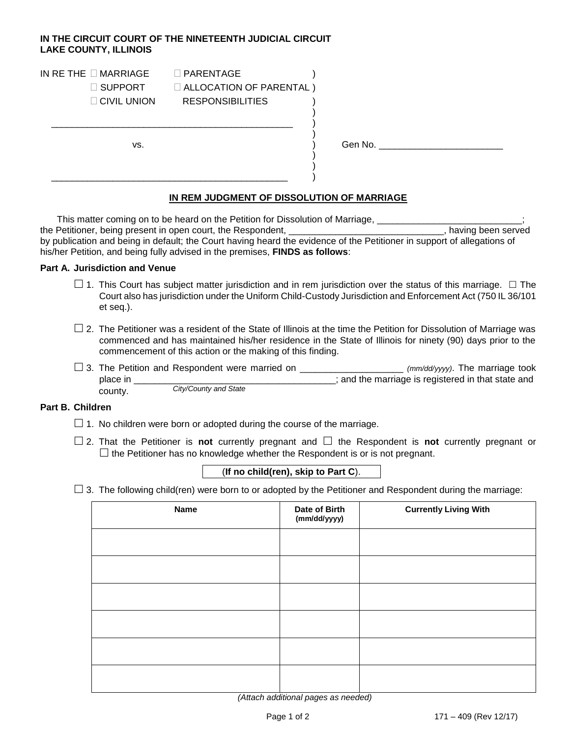**IN THE CIRCUIT COURT OF THE NINETEENTH JUDICIAL CIRCUIT**
**LAKE COUNTY, ILLINOIS**

IN RE THE ☐ MARRIAGE ☐ PARENTAGE
☐ SUPPORT ☐ ALLOCATION OF PARENTAL
☐ CIVIL UNION RESPONSIBILITIES

______________________________________________

vs. Gen No. ________________________

______________________________________________

## IN REM JUDGMENT OF DISSOLUTION OF MARRIAGE

This matter coming on to be heard on the Petition for Dissolution of Marriage, ____________________________; the Petitioner, being present in open court, the Respondent, ______________________________, having been served by publication and being in default; the Court having heard the evidence of the Petitioner in support of allegations of his/her Petition, and being fully advised in the premises, **FINDS as follows**:

### Part A. Jurisdiction and Venue

☐ 1. This Court has subject matter jurisdiction and in rem jurisdiction over the status of this marriage. ☐ The Court also has jurisdiction under the Uniform Child-Custody Jurisdiction and Enforcement Act (750 IL 36/101 et seq.).

☐ 2. The Petitioner was a resident of the State of Illinois at the time the Petition for Dissolution of Marriage was commenced and has maintained his/her residence in the State of Illinois for ninety (90) days prior to the commencement of this action or the making of this finding.

☐ 3. The Petition and Respondent were married on ____________________ *(mm/dd/yyyy)*. The marriage took place in ________________________________________ *City/County and State*; and the marriage is registered in that state and county.

### Part B. Children

☐ 1. No children were born or adopted during the course of the marriage.

☐ 2. That the Petitioner is **not** currently pregnant and ☐ the Respondent is **not** currently pregnant or ☐ the Petitioner has no knowledge whether the Respondent is or is not pregnant.

(**If no child(ren), skip to Part C**).

☐ 3. The following child(ren) were born to or adopted by the Petitioner and Respondent during the marriage:

| Name | Date of Birth (mm/dd/yyyy) | Currently Living With |
|---|---|---|
| | | |
| | | |
| | | |
| | | |
| | | |
| | | |

*(Attach additional pages as needed)*

171 – 409 (Rev 12/17)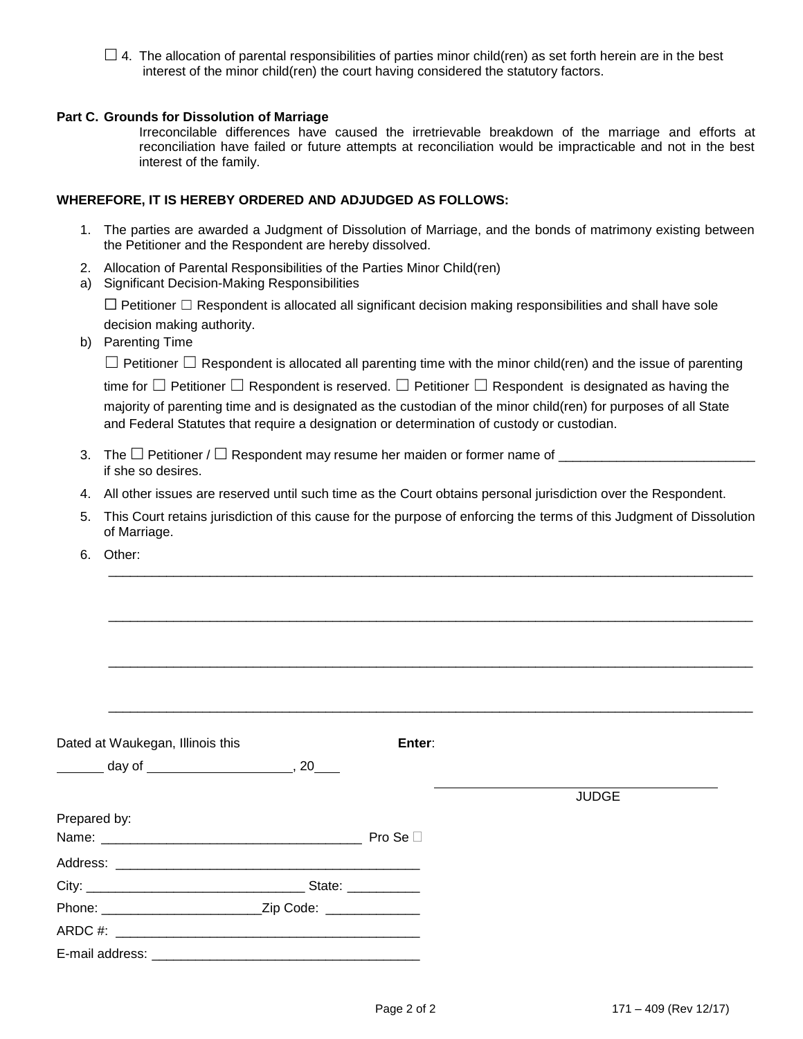☐ 4. The allocation of parental responsibilities of parties minor child(ren) as set forth herein are in the best interest of the minor child(ren) the court having considered the statutory factors.

**Part C. Grounds for Dissolution of Marriage**

Irreconcilable differences have caused the irretrievable breakdown of the marriage and efforts at reconciliation have failed or future attempts at reconciliation would be impracticable and not in the best interest of the family.

**WHEREFORE, IT IS HEREBY ORDERED AND ADJUDGED AS FOLLOWS:**

1. The parties are awarded a Judgment of Dissolution of Marriage, and the bonds of matrimony existing between the Petitioner and the Respondent are hereby dissolved.
2. Allocation of Parental Responsibilities of the Parties Minor Child(ren)

   a) Significant Decision-Making Responsibilities

   ☐ Petitioner ☐ Respondent is allocated all significant decision making responsibilities and shall have sole decision making authority.

   b) Parenting Time

   ☐ Petitioner ☐ Respondent is allocated all parenting time with the minor child(ren) and the issue of parenting time for ☐ Petitioner ☐ Respondent is reserved. ☐ Petitioner ☐ Respondent is designated as having the majority of parenting time and is designated as the custodian of the minor child(ren) for purposes of all State and Federal Statutes that require a designation or determination of custody or custodian.
3. The ☐ Petitioner / ☐ Respondent may resume her maiden or former name of ___________________________ if she so desires.
4. All other issues are reserved until such time as the Court obtains personal jurisdiction over the Respondent.
5. This Court retains jurisdiction of this cause for the purpose of enforcing the terms of this Judgment of Dissolution of Marriage.
6. Other: _______________________________________________________________________________________

   _______________________________________________________________________________________

   _______________________________________________________________________________________

   _______________________________________________________________________________________

Dated at Waukegan, Illinois this

______ day of ____________________, 20___

**Enter**:

_________________________________________
JUDGE

Prepared by:

Name: ___________________________________ Pro Se ☐

Address: ________________________________________

City: ______________________________ State: __________

Phone: ______________________Zip Code: _____________

ARDC #: ________________________________________

E-mail address: ____________________________________

171 – 409 (Rev 12/17)